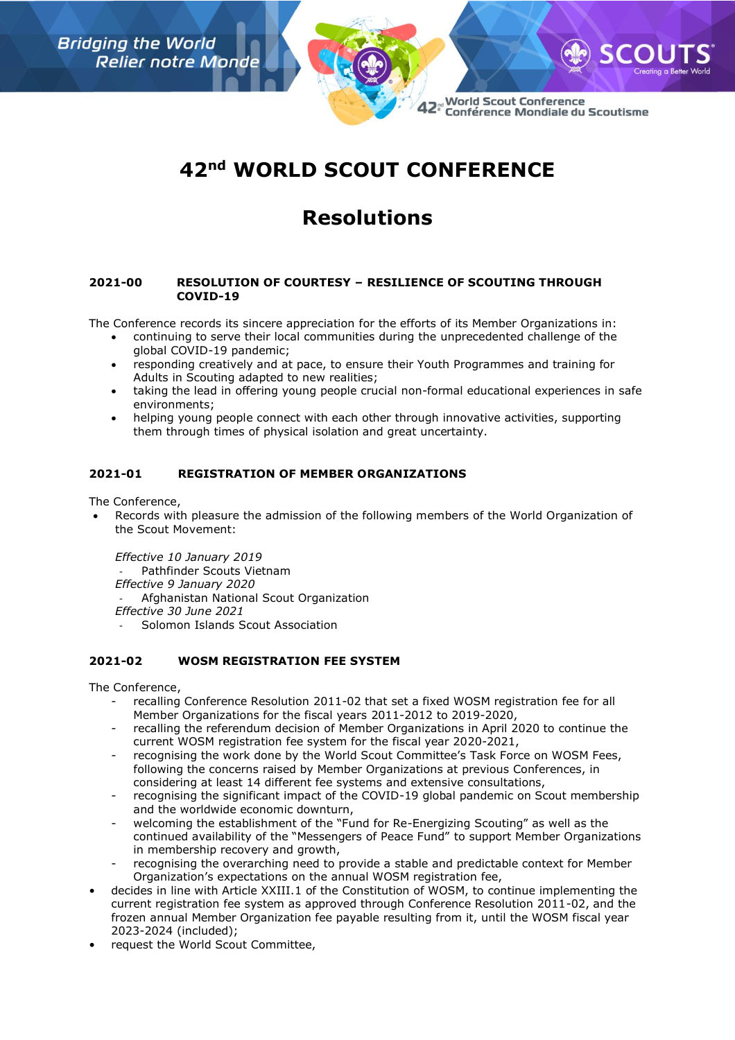# 42nd WORLD SCOUT CONFERENCE

# Resolutions

### 2021-00 RESOLUTION OF COURTESY – RESILIENCE OF SCOUTING THROUGH COVID-19

The Conference records its sincere appreciation for the efforts of its Member Organizations in:

- continuing to serve their local communities during the unprecedented challenge of the global COVID-19 pandemic;
- responding creatively and at pace, to ensure their Youth Programmes and training for Adults in Scouting adapted to new realities;
- taking the lead in offering young people crucial non-formal educational experiences in safe environments;
- helping young people connect with each other through innovative activities, supporting them through times of physical isolation and great uncertainty.

### 2021-01 REGISTRATION OF MEMBER ORGANIZATIONS

The Conference,

- Records with pleasure the admission of the following members of the World Organization of the Scout Movement:

  *Effective 10 January 2019*
  - Pathfinder Scouts Vietnam

  *Effective 9 January 2020*
  - Afghanistan National Scout Organization

  *Effective 30 June 2021*
  - Solomon Islands Scout Association

### 2021-02 WOSM REGISTRATION FEE SYSTEM

The Conference,

- recalling Conference Resolution 2011-02 that set a fixed WOSM registration fee for all Member Organizations for the fiscal years 2011-2012 to 2019-2020,
- recalling the referendum decision of Member Organizations in April 2020 to continue the current WOSM registration fee system for the fiscal year 2020-2021,
- recognising the work done by the World Scout Committee's Task Force on WOSM Fees, following the concerns raised by Member Organizations at previous Conferences, in considering at least 14 different fee systems and extensive consultations,
- recognising the significant impact of the COVID-19 global pandemic on Scout membership and the worldwide economic downturn,
- welcoming the establishment of the "Fund for Re-Energizing Scouting" as well as the continued availability of the "Messengers of Peace Fund" to support Member Organizations in membership recovery and growth,
- recognising the overarching need to provide a stable and predictable context for Member Organization's expectations on the annual WOSM registration fee,

- decides in line with Article XXIII.1 of the Constitution of WOSM, to continue implementing the current registration fee system as approved through Conference Resolution 2011-02, and the frozen annual Member Organization fee payable resulting from it, until the WOSM fiscal year 2023-2024 (included);
- request the World Scout Committee,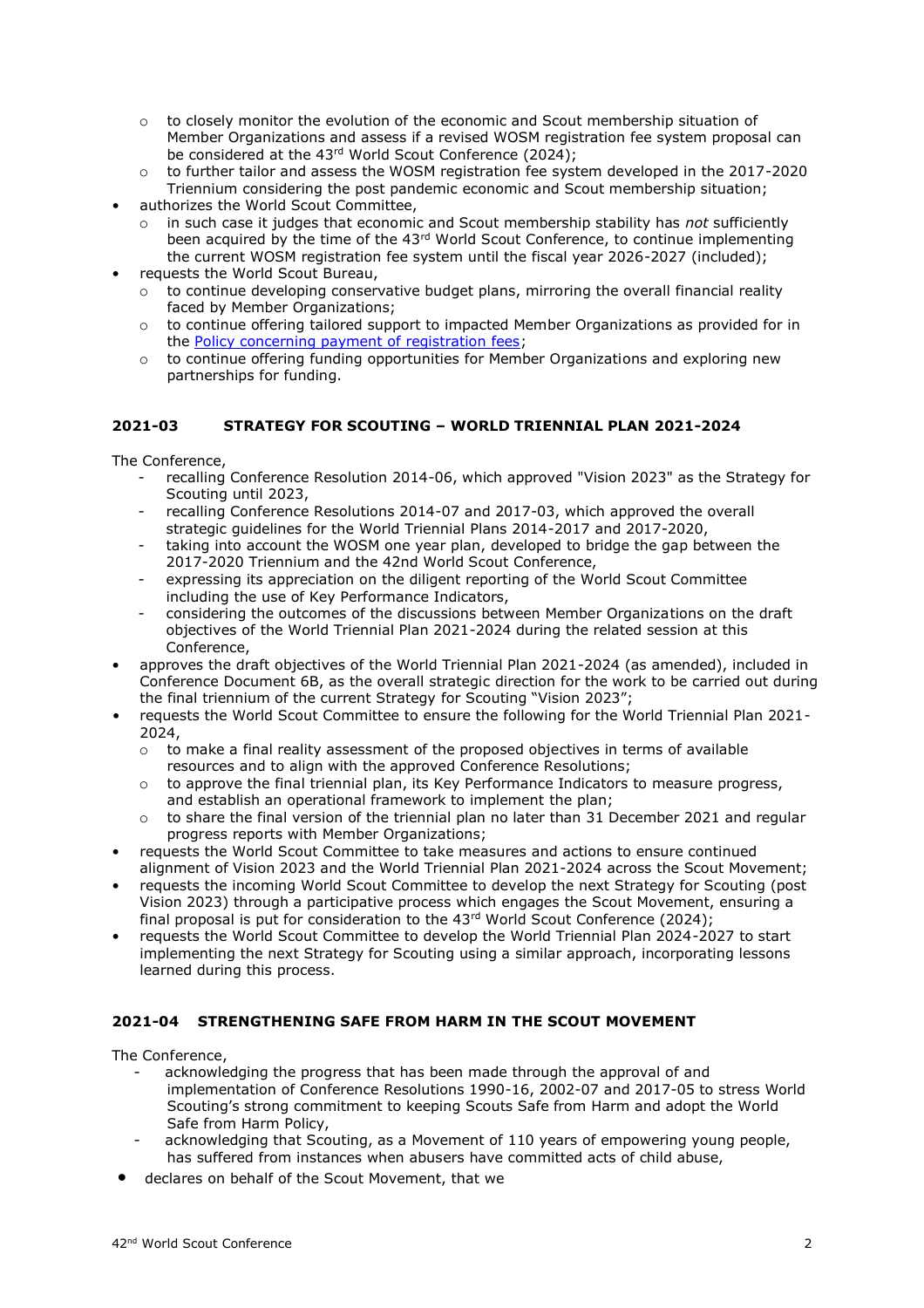- to closely monitor the evolution of the economic and Scout membership situation of Member Organizations and assess if a revised WOSM registration fee system proposal can be considered at the 43rd World Scout Conference (2024);
  - to further tailor and assess the WOSM registration fee system developed in the 2017-2020 Triennium considering the post pandemic economic and Scout membership situation;
- authorizes the World Scout Committee,
  - in such case it judges that economic and Scout membership stability has *not* sufficiently been acquired by the time of the 43rd World Scout Conference, to continue implementing the current WOSM registration fee system until the fiscal year 2026-2027 (included);
- requests the World Scout Bureau,
  - to continue developing conservative budget plans, mirroring the overall financial reality faced by Member Organizations;
  - to continue offering tailored support to impacted Member Organizations as provided for in the Policy concerning payment of registration fees;
  - to continue offering funding opportunities for Member Organizations and exploring new partnerships for funding.

### 2021-03 STRATEGY FOR SCOUTING – WORLD TRIENNIAL PLAN 2021-2024

The Conference,

- recalling Conference Resolution 2014-06, which approved "Vision 2023" as the Strategy for Scouting until 2023,
- recalling Conference Resolutions 2014-07 and 2017-03, which approved the overall strategic guidelines for the World Triennial Plans 2014-2017 and 2017-2020,
- taking into account the WOSM one year plan, developed to bridge the gap between the 2017-2020 Triennium and the 42nd World Scout Conference,
- expressing its appreciation on the diligent reporting of the World Scout Committee including the use of Key Performance Indicators,
- considering the outcomes of the discussions between Member Organizations on the draft objectives of the World Triennial Plan 2021-2024 during the related session at this Conference,

- approves the draft objectives of the World Triennial Plan 2021-2024 (as amended), included in Conference Document 6B, as the overall strategic direction for the work to be carried out during the final triennium of the current Strategy for Scouting "Vision 2023";
- requests the World Scout Committee to ensure the following for the World Triennial Plan 2021-2024,
  - to make a final reality assessment of the proposed objectives in terms of available resources and to align with the approved Conference Resolutions;
  - to approve the final triennial plan, its Key Performance Indicators to measure progress, and establish an operational framework to implement the plan;
  - to share the final version of the triennial plan no later than 31 December 2021 and regular progress reports with Member Organizations;
- requests the World Scout Committee to take measures and actions to ensure continued alignment of Vision 2023 and the World Triennial Plan 2021-2024 across the Scout Movement;
- requests the incoming World Scout Committee to develop the next Strategy for Scouting (post Vision 2023) through a participative process which engages the Scout Movement, ensuring a final proposal is put for consideration to the 43rd World Scout Conference (2024);
- requests the World Scout Committee to develop the World Triennial Plan 2024-2027 to start implementing the next Strategy for Scouting using a similar approach, incorporating lessons learned during this process.

### 2021-04 STRENGTHENING SAFE FROM HARM IN THE SCOUT MOVEMENT

The Conference,

- acknowledging the progress that has been made through the approval of and implementation of Conference Resolutions 1990-16, 2002-07 and 2017-05 to stress World Scouting's strong commitment to keeping Scouts Safe from Harm and adopt the World Safe from Harm Policy,
- acknowledging that Scouting, as a Movement of 110 years of empowering young people, has suffered from instances when abusers have committed acts of child abuse,

- declares on behalf of the Scout Movement, that we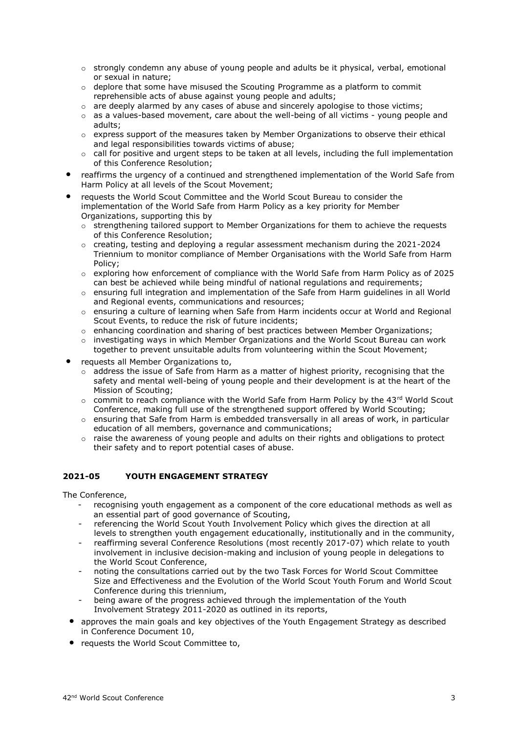- strongly condemn any abuse of young people and adults be it physical, verbal, emotional or sexual in nature;
    - deplore that some have misused the Scouting Programme as a platform to commit reprehensible acts of abuse against young people and adults;
    - are deeply alarmed by any cases of abuse and sincerely apologise to those victims;
    - as a values-based movement, care about the well-being of all victims - young people and adults;
    - express support of the measures taken by Member Organizations to observe their ethical and legal responsibilities towards victims of abuse;
    - call for positive and urgent steps to be taken at all levels, including the full implementation of this Conference Resolution;
- reaffirms the urgency of a continued and strengthened implementation of the World Safe from Harm Policy at all levels of the Scout Movement;
- requests the World Scout Committee and the World Scout Bureau to consider the implementation of the World Safe from Harm Policy as a key priority for Member Organizations, supporting this by
    - strengthening tailored support to Member Organizations for them to achieve the requests of this Conference Resolution;
    - creating, testing and deploying a regular assessment mechanism during the 2021-2024 Triennium to monitor compliance of Member Organisations with the World Safe from Harm Policy;
    - exploring how enforcement of compliance with the World Safe from Harm Policy as of 2025 can best be achieved while being mindful of national regulations and requirements;
    - ensuring full integration and implementation of the Safe from Harm guidelines in all World and Regional events, communications and resources;
    - ensuring a culture of learning when Safe from Harm incidents occur at World and Regional Scout Events, to reduce the risk of future incidents;
    - enhancing coordination and sharing of best practices between Member Organizations;
    - investigating ways in which Member Organizations and the World Scout Bureau can work together to prevent unsuitable adults from volunteering within the Scout Movement;
- requests all Member Organizations to,
    - address the issue of Safe from Harm as a matter of highest priority, recognising that the safety and mental well-being of young people and their development is at the heart of the Mission of Scouting;
    - commit to reach compliance with the World Safe from Harm Policy by the 43rd World Scout Conference, making full use of the strengthened support offered by World Scouting;
    - ensuring that Safe from Harm is embedded transversally in all areas of work, in particular education of all members, governance and communications;
    - raise the awareness of young people and adults on their rights and obligations to protect their safety and to report potential cases of abuse.

### 2021-05 YOUTH ENGAGEMENT STRATEGY

The Conference,

- recognising youth engagement as a component of the core educational methods as well as an essential part of good governance of Scouting,
- referencing the World Scout Youth Involvement Policy which gives the direction at all levels to strengthen youth engagement educationally, institutionally and in the community,
- reaffirming several Conference Resolutions (most recently 2017-07) which relate to youth involvement in inclusive decision-making and inclusion of young people in delegations to the World Scout Conference,
- noting the consultations carried out by the two Task Forces for World Scout Committee Size and Effectiveness and the Evolution of the World Scout Youth Forum and World Scout Conference during this triennium,
- being aware of the progress achieved through the implementation of the Youth Involvement Strategy 2011-2020 as outlined in its reports,

- approves the main goals and key objectives of the Youth Engagement Strategy as described in Conference Document 10,
- requests the World Scout Committee to,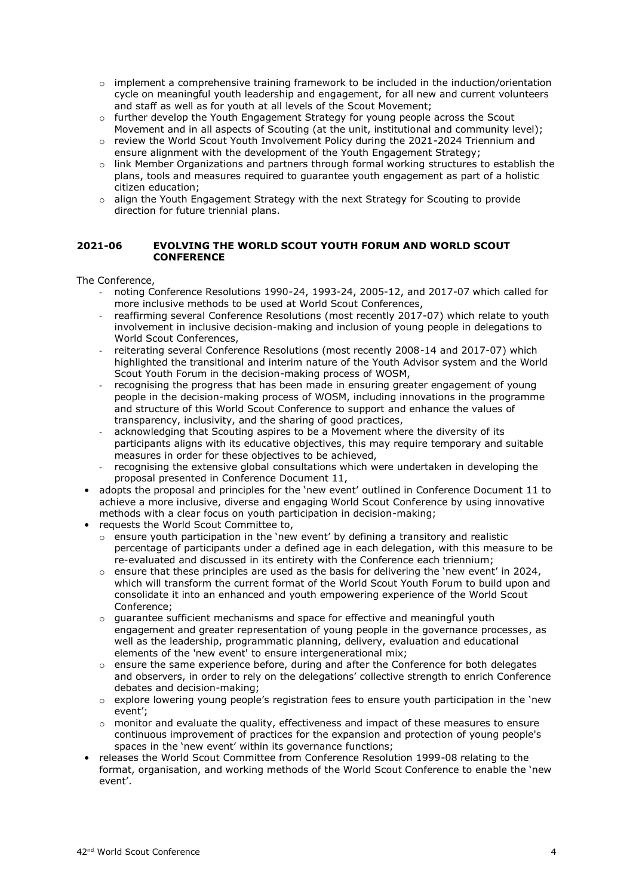- implement a comprehensive training framework to be included in the induction/orientation cycle on meaningful youth leadership and engagement, for all new and current volunteers and staff as well as for youth at all levels of the Scout Movement;
- further develop the Youth Engagement Strategy for young people across the Scout Movement and in all aspects of Scouting (at the unit, institutional and community level);
- review the World Scout Youth Involvement Policy during the 2021-2024 Triennium and ensure alignment with the development of the Youth Engagement Strategy;
- link Member Organizations and partners through formal working structures to establish the plans, tools and measures required to guarantee youth engagement as part of a holistic citizen education;
- align the Youth Engagement Strategy with the next Strategy for Scouting to provide direction for future triennial plans.

### 2021-06 EVOLVING THE WORLD SCOUT YOUTH FORUM AND WORLD SCOUT CONFERENCE

The Conference,

- noting Conference Resolutions 1990-24, 1993-24, 2005-12, and 2017-07 which called for more inclusive methods to be used at World Scout Conferences,
- reaffirming several Conference Resolutions (most recently 2017-07) which relate to youth involvement in inclusive decision-making and inclusion of young people in delegations to World Scout Conferences,
- reiterating several Conference Resolutions (most recently 2008-14 and 2017-07) which highlighted the transitional and interim nature of the Youth Advisor system and the World Scout Youth Forum in the decision-making process of WOSM,
- recognising the progress that has been made in ensuring greater engagement of young people in the decision-making process of WOSM, including innovations in the programme and structure of this World Scout Conference to support and enhance the values of transparency, inclusivity, and the sharing of good practices,
- acknowledging that Scouting aspires to be a Movement where the diversity of its participants aligns with its educative objectives, this may require temporary and suitable measures in order for these objectives to be achieved,
- recognising the extensive global consultations which were undertaken in developing the proposal presented in Conference Document 11,

- adopts the proposal and principles for the 'new event' outlined in Conference Document 11 to achieve a more inclusive, diverse and engaging World Scout Conference by using innovative methods with a clear focus on youth participation in decision-making;
- requests the World Scout Committee to,
  - ensure youth participation in the 'new event' by defining a transitory and realistic percentage of participants under a defined age in each delegation, with this measure to be re-evaluated and discussed in its entirety with the Conference each triennium;
  - ensure that these principles are used as the basis for delivering the 'new event' in 2024, which will transform the current format of the World Scout Youth Forum to build upon and consolidate it into an enhanced and youth empowering experience of the World Scout Conference;
  - guarantee sufficient mechanisms and space for effective and meaningful youth engagement and greater representation of young people in the governance processes, as well as the leadership, programmatic planning, delivery, evaluation and educational elements of the 'new event' to ensure intergenerational mix;
  - ensure the same experience before, during and after the Conference for both delegates and observers, in order to rely on the delegations' collective strength to enrich Conference debates and decision-making;
  - explore lowering young people's registration fees to ensure youth participation in the 'new event';
  - monitor and evaluate the quality, effectiveness and impact of these measures to ensure continuous improvement of practices for the expansion and protection of young people's spaces in the 'new event' within its governance functions;
- releases the World Scout Committee from Conference Resolution 1999-08 relating to the format, organisation, and working methods of the World Scout Conference to enable the 'new event'.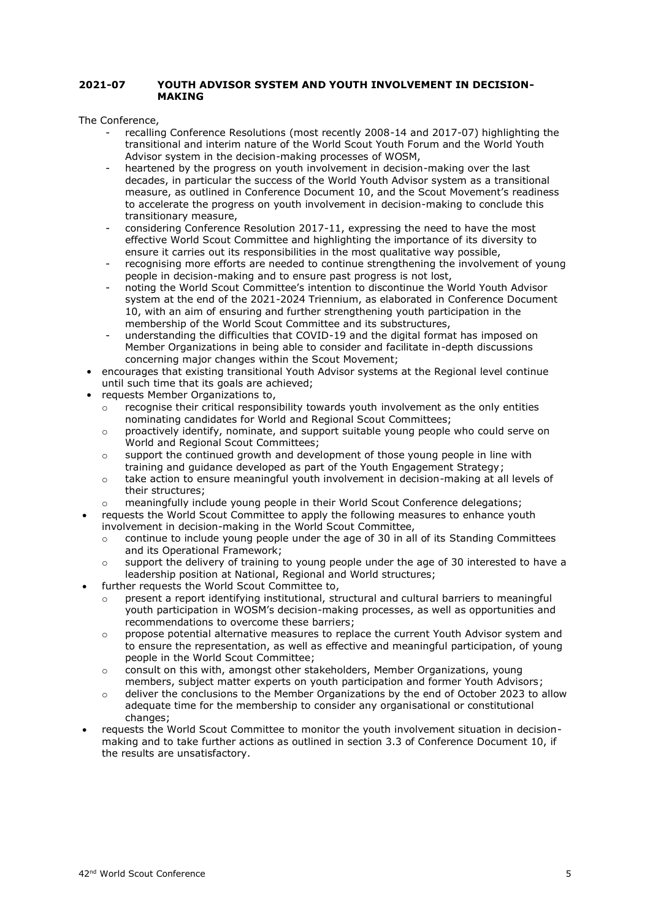## 2021-07 YOUTH ADVISOR SYSTEM AND YOUTH INVOLVEMENT IN DECISION-MAKING

The Conference,

- recalling Conference Resolutions (most recently 2008-14 and 2017-07) highlighting the transitional and interim nature of the World Scout Youth Forum and the World Youth Advisor system in the decision-making processes of WOSM,
- heartened by the progress on youth involvement in decision-making over the last decades, in particular the success of the World Youth Advisor system as a transitional measure, as outlined in Conference Document 10, and the Scout Movement's readiness to accelerate the progress on youth involvement in decision-making to conclude this transitionary measure,
- considering Conference Resolution 2017-11, expressing the need to have the most effective World Scout Committee and highlighting the importance of its diversity to ensure it carries out its responsibilities in the most qualitative way possible,
- recognising more efforts are needed to continue strengthening the involvement of young people in decision-making and to ensure past progress is not lost,
- noting the World Scout Committee's intention to discontinue the World Youth Advisor system at the end of the 2021-2024 Triennium, as elaborated in Conference Document 10, with an aim of ensuring and further strengthening youth participation in the membership of the World Scout Committee and its substructures,
- understanding the difficulties that COVID-19 and the digital format has imposed on Member Organizations in being able to consider and facilitate in-depth discussions concerning major changes within the Scout Movement;

- encourages that existing transitional Youth Advisor systems at the Regional level continue until such time that its goals are achieved;
- requests Member Organizations to,
  - recognise their critical responsibility towards youth involvement as the only entities nominating candidates for World and Regional Scout Committees;
  - proactively identify, nominate, and support suitable young people who could serve on World and Regional Scout Committees;
  - support the continued growth and development of those young people in line with training and guidance developed as part of the Youth Engagement Strategy;
  - take action to ensure meaningful youth involvement in decision-making at all levels of their structures;
  - meaningfully include young people in their World Scout Conference delegations;
- requests the World Scout Committee to apply the following measures to enhance youth involvement in decision-making in the World Scout Committee,
  - continue to include young people under the age of 30 in all of its Standing Committees and its Operational Framework;
  - support the delivery of training to young people under the age of 30 interested to have a leadership position at National, Regional and World structures;
- further requests the World Scout Committee to,
  - present a report identifying institutional, structural and cultural barriers to meaningful youth participation in WOSM's decision-making processes, as well as opportunities and recommendations to overcome these barriers;
  - propose potential alternative measures to replace the current Youth Advisor system and to ensure the representation, as well as effective and meaningful participation, of young people in the World Scout Committee;
  - consult on this with, amongst other stakeholders, Member Organizations, young members, subject matter experts on youth participation and former Youth Advisors;
  - deliver the conclusions to the Member Organizations by the end of October 2023 to allow adequate time for the membership to consider any organisational or constitutional changes;
- requests the World Scout Committee to monitor the youth involvement situation in decision-making and to take further actions as outlined in section 3.3 of Conference Document 10, if the results are unsatisfactory.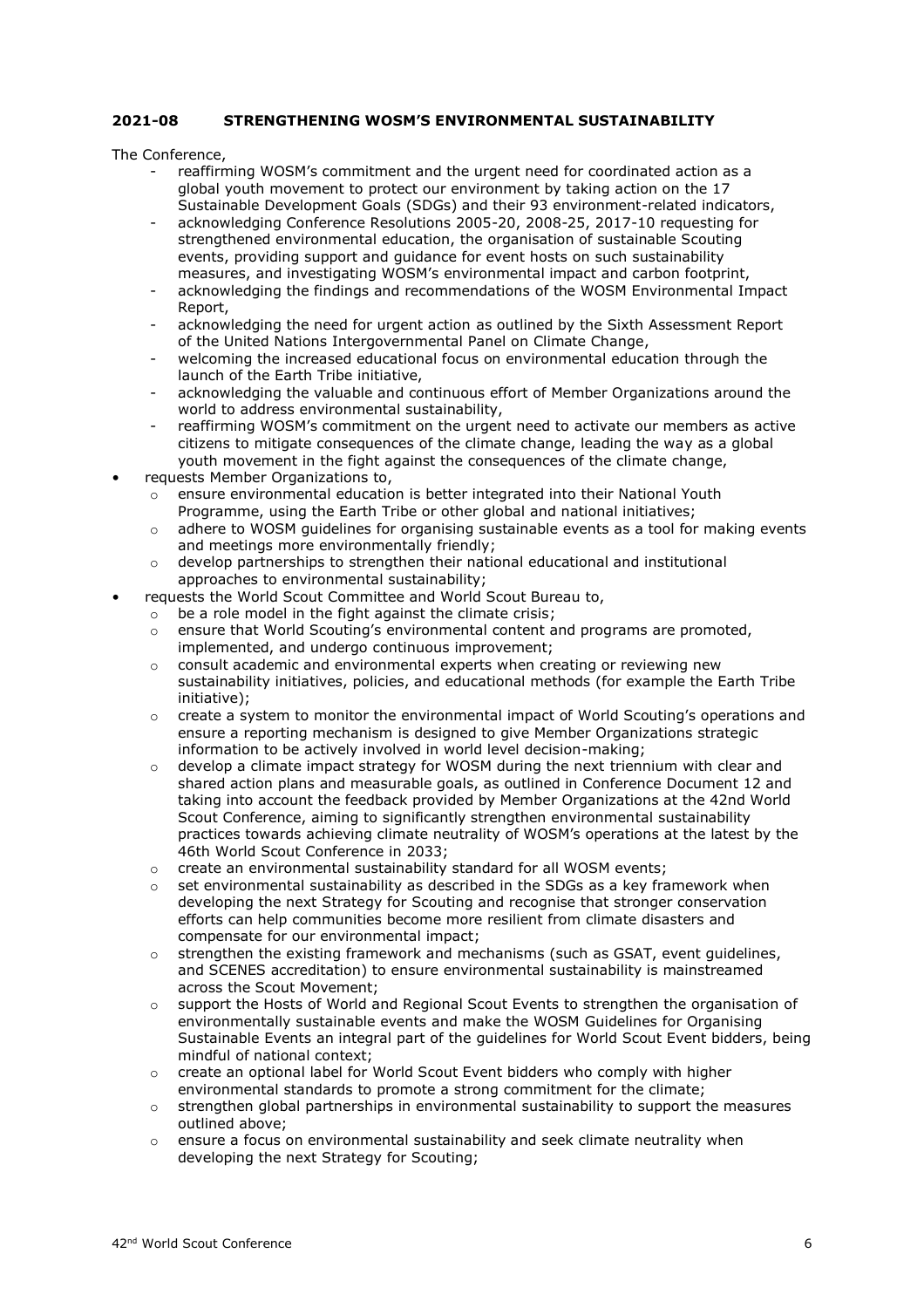### 2021-08 STRENGTHENING WOSM'S ENVIRONMENTAL SUSTAINABILITY

The Conference,

- reaffirming WOSM's commitment and the urgent need for coordinated action as a global youth movement to protect our environment by taking action on the 17 Sustainable Development Goals (SDGs) and their 93 environment-related indicators,
- acknowledging Conference Resolutions 2005-20, 2008-25, 2017-10 requesting for strengthened environmental education, the organisation of sustainable Scouting events, providing support and guidance for event hosts on such sustainability measures, and investigating WOSM's environmental impact and carbon footprint,
- acknowledging the findings and recommendations of the WOSM Environmental Impact Report,
- acknowledging the need for urgent action as outlined by the Sixth Assessment Report of the United Nations Intergovernmental Panel on Climate Change,
- welcoming the increased educational focus on environmental education through the launch of the Earth Tribe initiative,
- acknowledging the valuable and continuous effort of Member Organizations around the world to address environmental sustainability,
- reaffirming WOSM's commitment on the urgent need to activate our members as active citizens to mitigate consequences of the climate change, leading the way as a global youth movement in the fight against the consequences of the climate change,

- requests Member Organizations to,
  - ensure environmental education is better integrated into their National Youth Programme, using the Earth Tribe or other global and national initiatives;
  - adhere to WOSM guidelines for organising sustainable events as a tool for making events and meetings more environmentally friendly;
  - develop partnerships to strengthen their national educational and institutional approaches to environmental sustainability;
- requests the World Scout Committee and World Scout Bureau to,
  - be a role model in the fight against the climate crisis;
  - ensure that World Scouting's environmental content and programs are promoted, implemented, and undergo continuous improvement;
  - consult academic and environmental experts when creating or reviewing new sustainability initiatives, policies, and educational methods (for example the Earth Tribe initiative);
  - create a system to monitor the environmental impact of World Scouting's operations and ensure a reporting mechanism is designed to give Member Organizations strategic information to be actively involved in world level decision-making;
  - develop a climate impact strategy for WOSM during the next triennium with clear and shared action plans and measurable goals, as outlined in Conference Document 12 and taking into account the feedback provided by Member Organizations at the 42nd World Scout Conference, aiming to significantly strengthen environmental sustainability practices towards achieving climate neutrality of WOSM's operations at the latest by the 46th World Scout Conference in 2033;
  - create an environmental sustainability standard for all WOSM events;
  - set environmental sustainability as described in the SDGs as a key framework when developing the next Strategy for Scouting and recognise that stronger conservation efforts can help communities become more resilient from climate disasters and compensate for our environmental impact;
  - strengthen the existing framework and mechanisms (such as GSAT, event guidelines, and SCENES accreditation) to ensure environmental sustainability is mainstreamed across the Scout Movement;
  - support the Hosts of World and Regional Scout Events to strengthen the organisation of environmentally sustainable events and make the WOSM Guidelines for Organising Sustainable Events an integral part of the guidelines for World Scout Event bidders, being mindful of national context;
  - create an optional label for World Scout Event bidders who comply with higher environmental standards to promote a strong commitment for the climate;
  - strengthen global partnerships in environmental sustainability to support the measures outlined above;
  - ensure a focus on environmental sustainability and seek climate neutrality when developing the next Strategy for Scouting;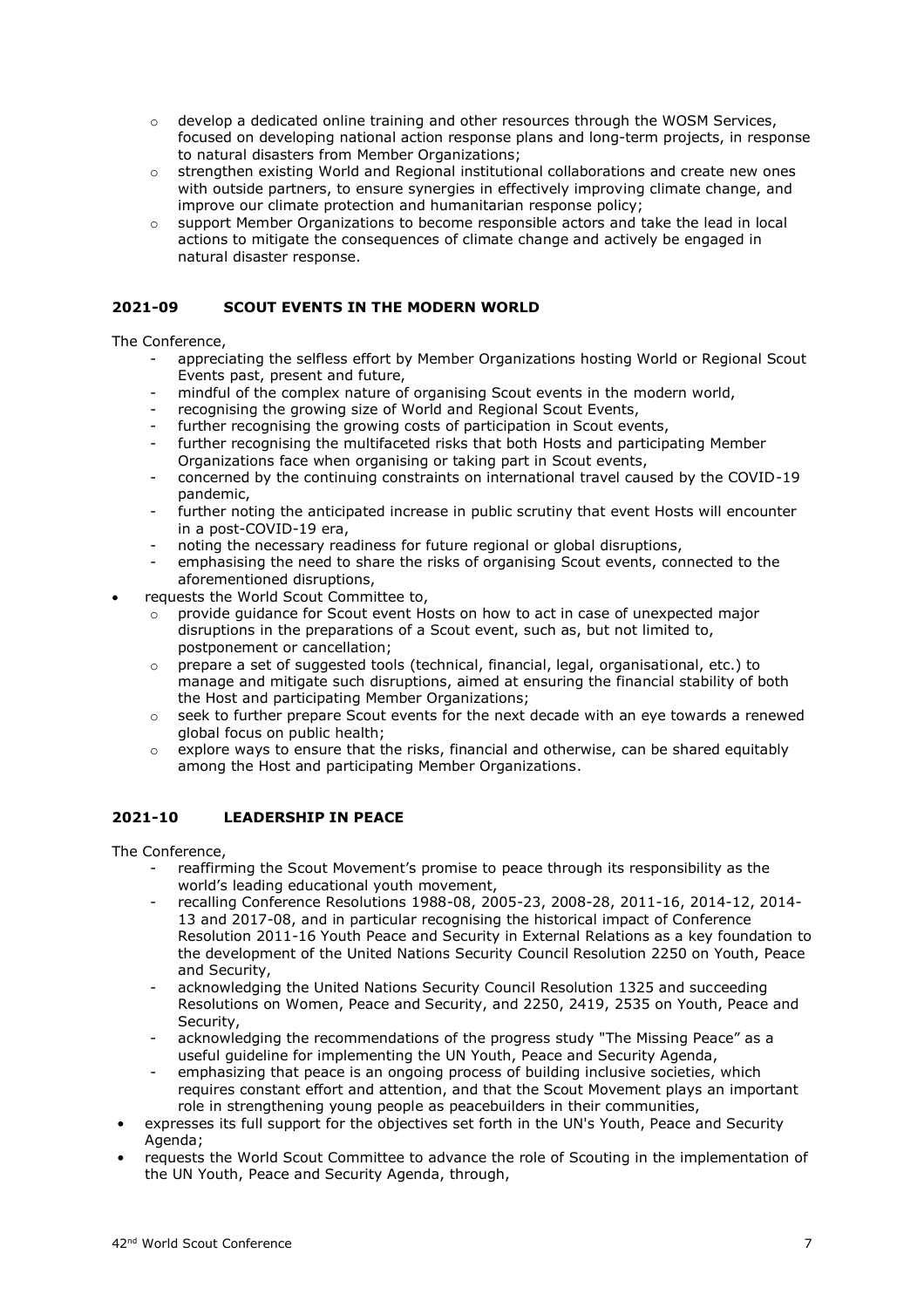- develop a dedicated online training and other resources through the WOSM Services, focused on developing national action response plans and long-term projects, in response to natural disasters from Member Organizations;
- strengthen existing World and Regional institutional collaborations and create new ones with outside partners, to ensure synergies in effectively improving climate change, and improve our climate protection and humanitarian response policy;
- support Member Organizations to become responsible actors and take the lead in local actions to mitigate the consequences of climate change and actively be engaged in natural disaster response.

### 2021-09 SCOUT EVENTS IN THE MODERN WORLD

The Conference,

- appreciating the selfless effort by Member Organizations hosting World or Regional Scout Events past, present and future,
- mindful of the complex nature of organising Scout events in the modern world,
- recognising the growing size of World and Regional Scout Events,
- further recognising the growing costs of participation in Scout events,
- further recognising the multifaceted risks that both Hosts and participating Member Organizations face when organising or taking part in Scout events,
- concerned by the continuing constraints on international travel caused by the COVID-19 pandemic,
- further noting the anticipated increase in public scrutiny that event Hosts will encounter in a post-COVID-19 era,
- noting the necessary readiness for future regional or global disruptions,
- emphasising the need to share the risks of organising Scout events, connected to the aforementioned disruptions,

- requests the World Scout Committee to,
  - provide guidance for Scout event Hosts on how to act in case of unexpected major disruptions in the preparations of a Scout event, such as, but not limited to, postponement or cancellation;
  - prepare a set of suggested tools (technical, financial, legal, organisational, etc.) to manage and mitigate such disruptions, aimed at ensuring the financial stability of both the Host and participating Member Organizations;
  - seek to further prepare Scout events for the next decade with an eye towards a renewed global focus on public health;
  - explore ways to ensure that the risks, financial and otherwise, can be shared equitably among the Host and participating Member Organizations.

### 2021-10 LEADERSHIP IN PEACE

The Conference,

- reaffirming the Scout Movement's promise to peace through its responsibility as the world's leading educational youth movement,
- recalling Conference Resolutions 1988-08, 2005-23, 2008-28, 2011-16, 2014-12, 2014-13 and 2017-08, and in particular recognising the historical impact of Conference Resolution 2011-16 Youth Peace and Security in External Relations as a key foundation to the development of the United Nations Security Council Resolution 2250 on Youth, Peace and Security,
- acknowledging the United Nations Security Council Resolution 1325 and succeeding Resolutions on Women, Peace and Security, and 2250, 2419, 2535 on Youth, Peace and Security,
- acknowledging the recommendations of the progress study "The Missing Peace" as a useful guideline for implementing the UN Youth, Peace and Security Agenda,
- emphasizing that peace is an ongoing process of building inclusive societies, which requires constant effort and attention, and that the Scout Movement plays an important role in strengthening young people as peacebuilders in their communities,

- expresses its full support for the objectives set forth in the UN's Youth, Peace and Security Agenda;
- requests the World Scout Committee to advance the role of Scouting in the implementation of the UN Youth, Peace and Security Agenda, through,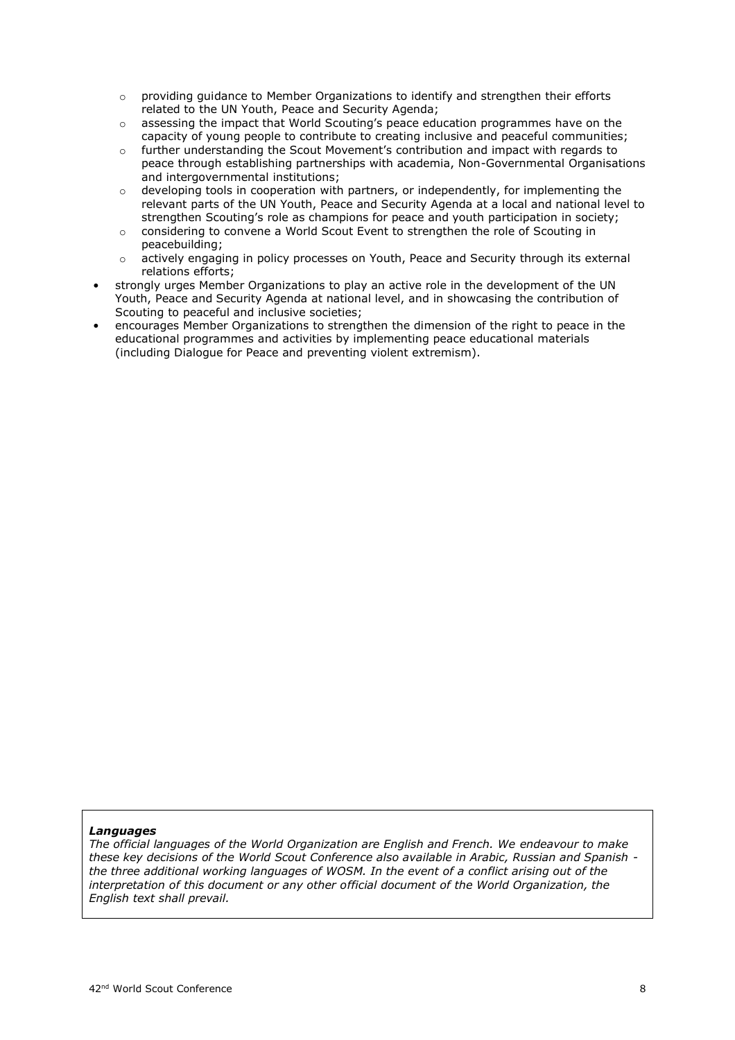- providing guidance to Member Organizations to identify and strengthen their efforts related to the UN Youth, Peace and Security Agenda;
   - assessing the impact that World Scouting's peace education programmes have on the capacity of young people to contribute to creating inclusive and peaceful communities;
   - further understanding the Scout Movement's contribution and impact with regards to peace through establishing partnerships with academia, Non-Governmental Organisations and intergovernmental institutions;
   - developing tools in cooperation with partners, or independently, for implementing the relevant parts of the UN Youth, Peace and Security Agenda at a local and national level to strengthen Scouting's role as champions for peace and youth participation in society;
   - considering to convene a World Scout Event to strengthen the role of Scouting in peacebuilding;
   - actively engaging in policy processes on Youth, Peace and Security through its external relations efforts;
- strongly urges Member Organizations to play an active role in the development of the UN Youth, Peace and Security Agenda at national level, and in showcasing the contribution of Scouting to peaceful and inclusive societies;
- encourages Member Organizations to strengthen the dimension of the right to peace in the educational programmes and activities by implementing peace educational materials (including Dialogue for Peace and preventing violent extremism).

***Languages***

*The official languages of the World Organization are English and French. We endeavour to make these key decisions of the World Scout Conference also available in Arabic, Russian and Spanish - the three additional working languages of WOSM. In the event of a conflict arising out of the interpretation of this document or any other official document of the World Organization, the English text shall prevail.*